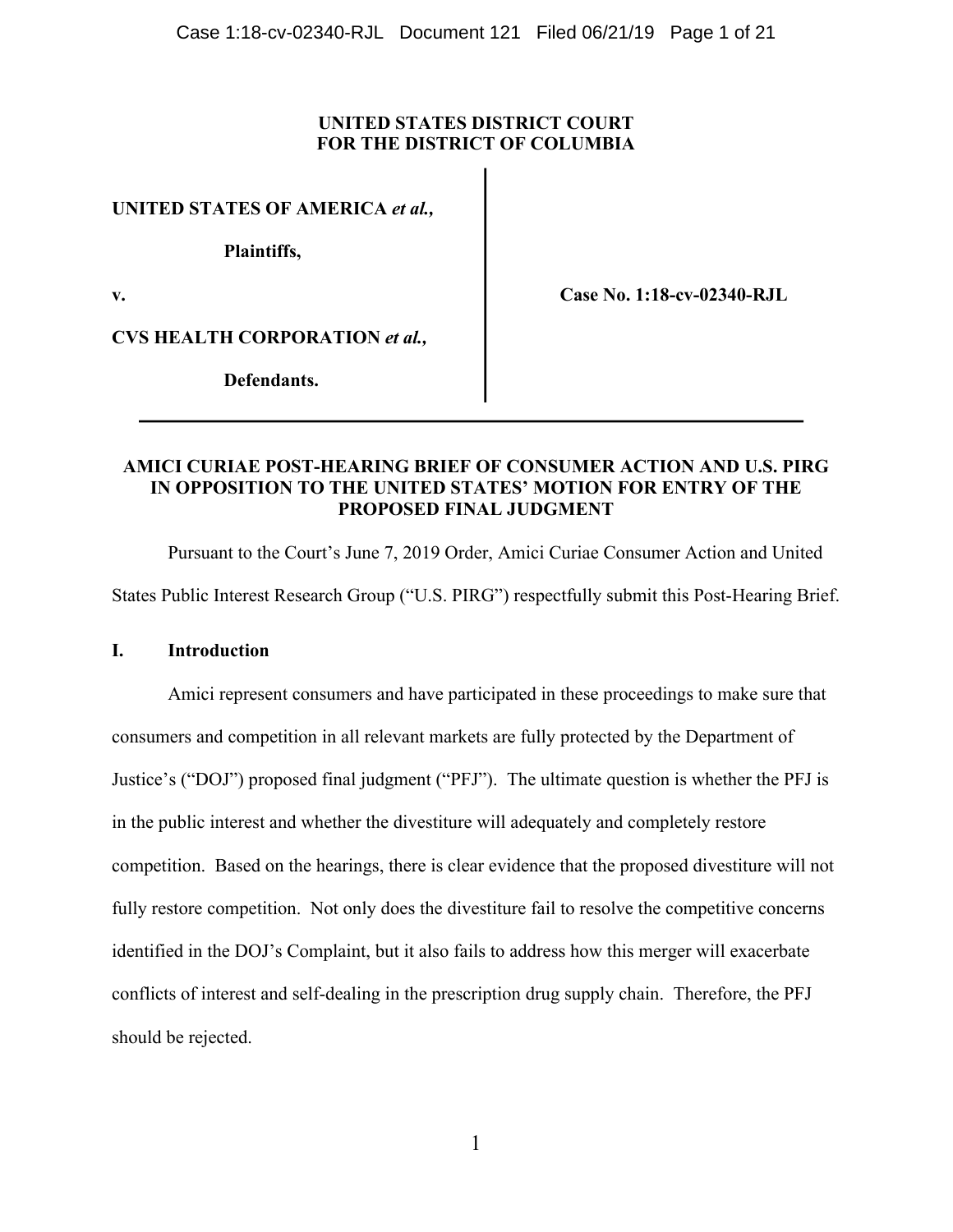**UNITED STATES DISTRICT COURT**
**FOR THE DISTRICT OF COLUMBIA**

| | |
|---|---|
| **UNITED STATES OF AMERICA** ***et al.,*** | |
| **Plaintiffs,** | |
| **v.** | **Case No. 1:18-cv-02340-RJL** |
| **CVS HEALTH CORPORATION** ***et al.,*** | |
| **Defendants.** | |

**AMICI CURIAE POST-HEARING BRIEF OF CONSUMER ACTION AND U.S. PIRG IN OPPOSITION TO THE UNITED STATES' MOTION FOR ENTRY OF THE PROPOSED FINAL JUDGMENT**

Pursuant to the Court's June 7, 2019 Order, Amici Curiae Consumer Action and United States Public Interest Research Group ("U.S. PIRG") respectfully submit this Post-Hearing Brief.

## I. Introduction

Amici represent consumers and have participated in these proceedings to make sure that consumers and competition in all relevant markets are fully protected by the Department of Justice's ("DOJ") proposed final judgment ("PFJ"). The ultimate question is whether the PFJ is in the public interest and whether the divestiture will adequately and completely restore competition. Based on the hearings, there is clear evidence that the proposed divestiture will not fully restore competition. Not only does the divestiture fail to resolve the competitive concerns identified in the DOJ's Complaint, but it also fails to address how this merger will exacerbate conflicts of interest and self-dealing in the prescription drug supply chain. Therefore, the PFJ should be rejected.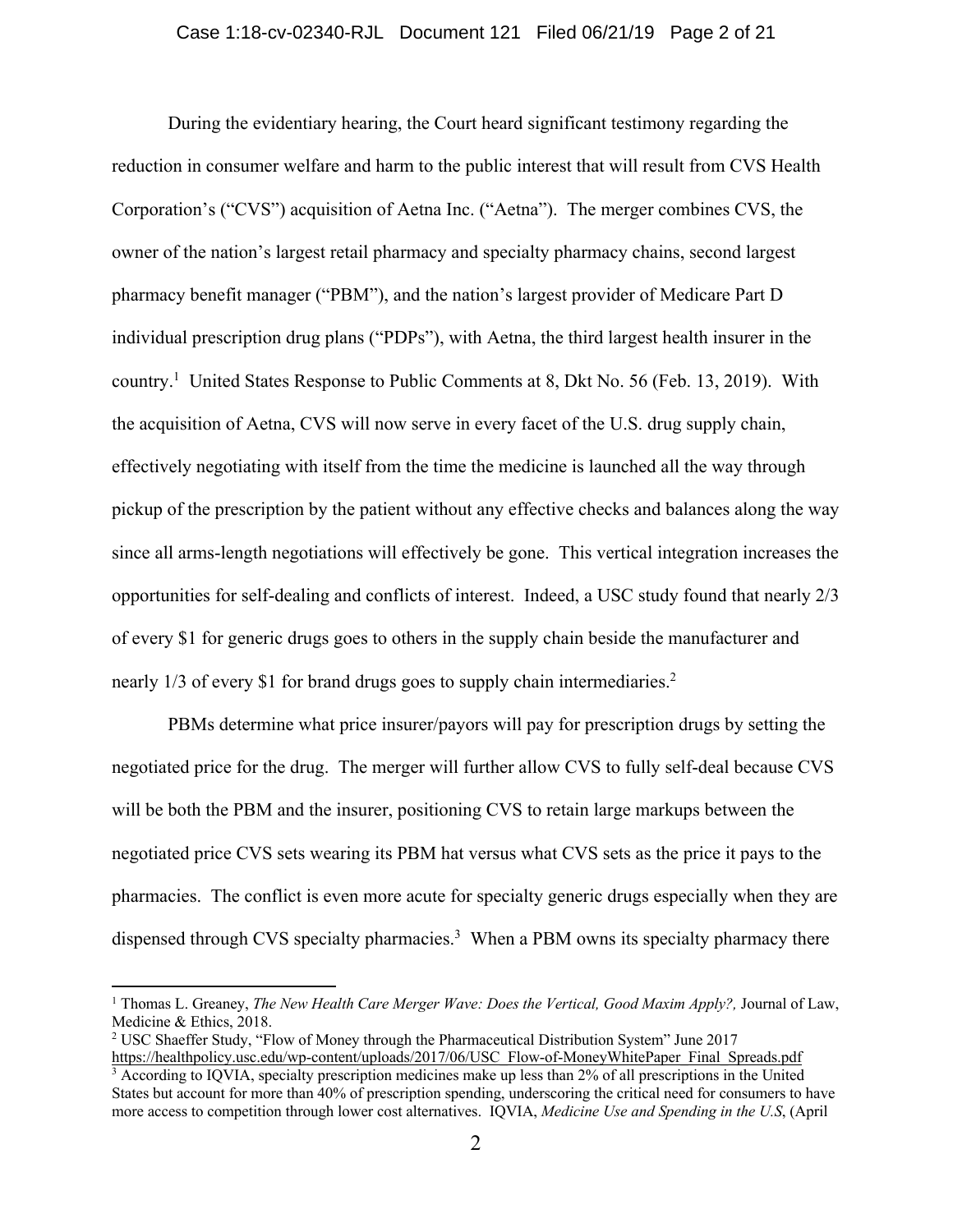During the evidentiary hearing, the Court heard significant testimony regarding the reduction in consumer welfare and harm to the public interest that will result from CVS Health Corporation's ("CVS") acquisition of Aetna Inc. ("Aetna"). The merger combines CVS, the owner of the nation's largest retail pharmacy and specialty pharmacy chains, second largest pharmacy benefit manager ("PBM"), and the nation's largest provider of Medicare Part D individual prescription drug plans ("PDPs"), with Aetna, the third largest health insurer in the country.[1] United States Response to Public Comments at 8, Dkt No. 56 (Feb. 13, 2019). With the acquisition of Aetna, CVS will now serve in every facet of the U.S. drug supply chain, effectively negotiating with itself from the time the medicine is launched all the way through pickup of the prescription by the patient without any effective checks and balances along the way since all arms-length negotiations will effectively be gone. This vertical integration increases the opportunities for self-dealing and conflicts of interest. Indeed, a USC study found that nearly 2/3 of every $1 for generic drugs goes to others in the supply chain beside the manufacturer and nearly 1/3 of every $1 for brand drugs goes to supply chain intermediaries.[2]

PBMs determine what price insurer/payors will pay for prescription drugs by setting the negotiated price for the drug. The merger will further allow CVS to fully self-deal because CVS will be both the PBM and the insurer, positioning CVS to retain large markups between the negotiated price CVS sets wearing its PBM hat versus what CVS sets as the price it pays to the pharmacies. The conflict is even more acute for specialty generic drugs especially when they are dispensed through CVS specialty pharmacies.[3] When a PBM owns its specialty pharmacy there

---

[1] Thomas L. Greaney, *The New Health Care Merger Wave: Does the Vertical, Good Maxim Apply?,* Journal of Law, Medicine & Ethics, 2018.

[2] USC Shaeffer Study, "Flow of Money through the Pharmaceutical Distribution System" June 2017 https://healthpolicy.usc.edu/wp-content/uploads/2017/06/USC_Flow-of-MoneyWhitePaper_Final_Spreads.pdf

[3] According to IQVIA, specialty prescription medicines make up less than 2% of all prescriptions in the United States but account for more than 40% of prescription spending, underscoring the critical need for consumers to have more access to competition through lower cost alternatives. IQVIA, *Medicine Use and Spending in the U.S*, (April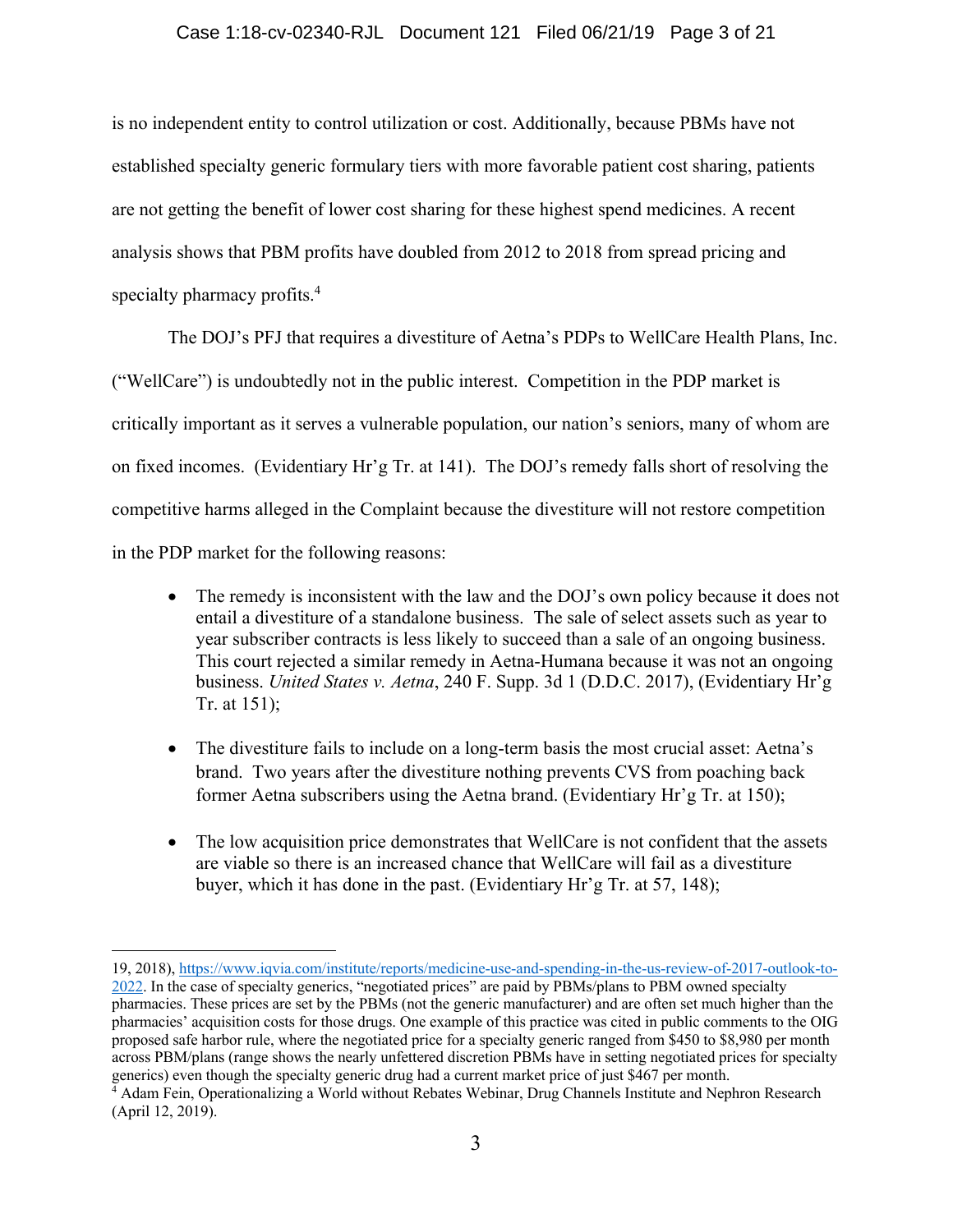is no independent entity to control utilization or cost. Additionally, because PBMs have not established specialty generic formulary tiers with more favorable patient cost sharing, patients are not getting the benefit of lower cost sharing for these highest spend medicines. A recent analysis shows that PBM profits have doubled from 2012 to 2018 from spread pricing and specialty pharmacy profits.[4]

The DOJ's PFJ that requires a divestiture of Aetna's PDPs to WellCare Health Plans, Inc. ("WellCare") is undoubtedly not in the public interest. Competition in the PDP market is critically important as it serves a vulnerable population, our nation's seniors, many of whom are on fixed incomes. (Evidentiary Hr'g Tr. at 141). The DOJ's remedy falls short of resolving the competitive harms alleged in the Complaint because the divestiture will not restore competition in the PDP market for the following reasons:

- The remedy is inconsistent with the law and the DOJ's own policy because it does not entail a divestiture of a standalone business. The sale of select assets such as year to year subscriber contracts is less likely to succeed than a sale of an ongoing business. This court rejected a similar remedy in Aetna-Humana because it was not an ongoing business. *United States v. Aetna*, 240 F. Supp. 3d 1 (D.D.C. 2017), (Evidentiary Hr'g Tr. at 151);

- The divestiture fails to include on a long-term basis the most crucial asset: Aetna's brand. Two years after the divestiture nothing prevents CVS from poaching back former Aetna subscribers using the Aetna brand. (Evidentiary Hr'g Tr. at 150);

- The low acquisition price demonstrates that WellCare is not confident that the assets are viable so there is an increased chance that WellCare will fail as a divestiture buyer, which it has done in the past. (Evidentiary Hr'g Tr. at 57, 148);

---

19, 2018), https://www.iqvia.com/institute/reports/medicine-use-and-spending-in-the-us-review-of-2017-outlook-to-2022. In the case of specialty generics, "negotiated prices" are paid by PBMs/plans to PBM owned specialty pharmacies. These prices are set by the PBMs (not the generic manufacturer) and are often set much higher than the pharmacies' acquisition costs for those drugs. One example of this practice was cited in public comments to the OIG proposed safe harbor rule, where the negotiated price for a specialty generic ranged from $450 to $8,980 per month across PBM/plans (range shows the nearly unfettered discretion PBMs have in setting negotiated prices for specialty generics) even though the specialty generic drug had a current market price of just $467 per month.

[4] Adam Fein, Operationalizing a World without Rebates Webinar, Drug Channels Institute and Nephron Research (April 12, 2019).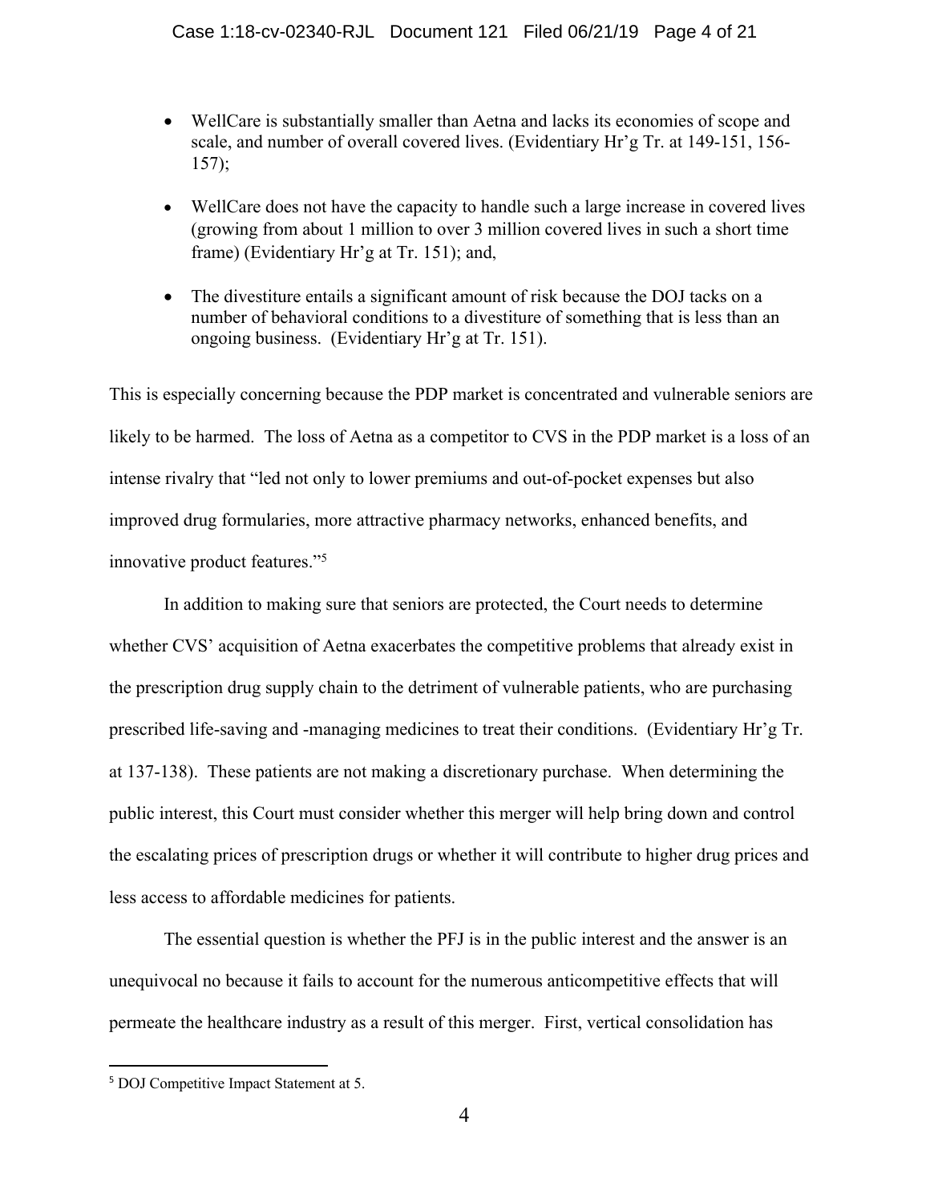- WellCare is substantially smaller than Aetna and lacks its economies of scope and scale, and number of overall covered lives. (Evidentiary Hr'g Tr. at 149-151, 156-157);
- WellCare does not have the capacity to handle such a large increase in covered lives (growing from about 1 million to over 3 million covered lives in such a short time frame) (Evidentiary Hr'g at Tr. 151); and,
- The divestiture entails a significant amount of risk because the DOJ tacks on a number of behavioral conditions to a divestiture of something that is less than an ongoing business. (Evidentiary Hr'g at Tr. 151).

This is especially concerning because the PDP market is concentrated and vulnerable seniors are likely to be harmed. The loss of Aetna as a competitor to CVS in the PDP market is a loss of an intense rivalry that "led not only to lower premiums and out-of-pocket expenses but also improved drug formularies, more attractive pharmacy networks, enhanced benefits, and innovative product features."[5]

In addition to making sure that seniors are protected, the Court needs to determine whether CVS' acquisition of Aetna exacerbates the competitive problems that already exist in the prescription drug supply chain to the detriment of vulnerable patients, who are purchasing prescribed life-saving and -managing medicines to treat their conditions. (Evidentiary Hr'g Tr. at 137-138). These patients are not making a discretionary purchase. When determining the public interest, this Court must consider whether this merger will help bring down and control the escalating prices of prescription drugs or whether it will contribute to higher drug prices and less access to affordable medicines for patients.

The essential question is whether the PFJ is in the public interest and the answer is an unequivocal no because it fails to account for the numerous anticompetitive effects that will permeate the healthcare industry as a result of this merger. First, vertical consolidation has

[5] DOJ Competitive Impact Statement at 5.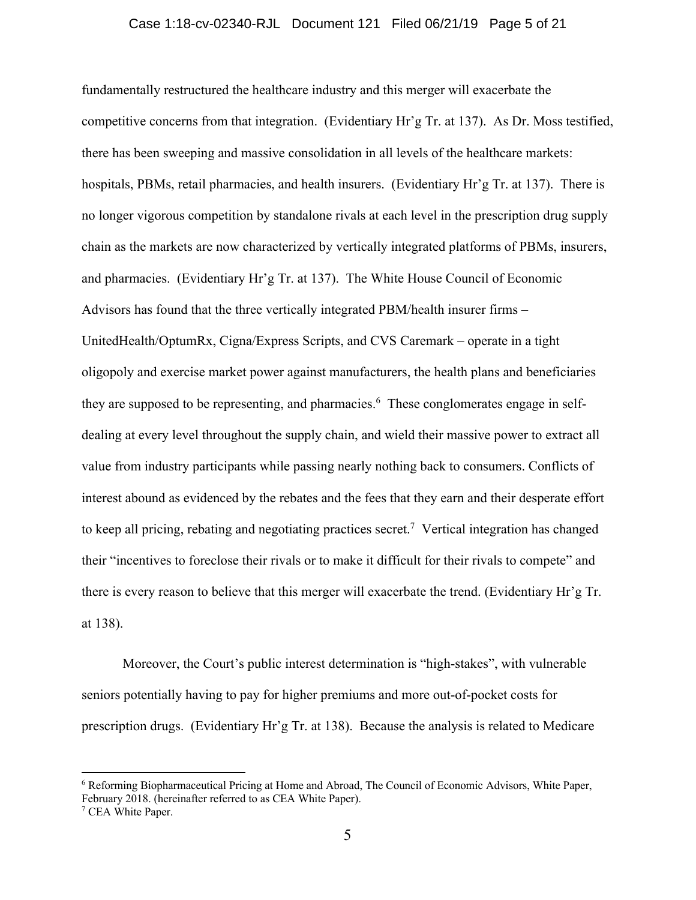fundamentally restructured the healthcare industry and this merger will exacerbate the competitive concerns from that integration. (Evidentiary Hr'g Tr. at 137). As Dr. Moss testified, there has been sweeping and massive consolidation in all levels of the healthcare markets: hospitals, PBMs, retail pharmacies, and health insurers. (Evidentiary Hr'g Tr. at 137). There is no longer vigorous competition by standalone rivals at each level in the prescription drug supply chain as the markets are now characterized by vertically integrated platforms of PBMs, insurers, and pharmacies. (Evidentiary Hr'g Tr. at 137). The White House Council of Economic Advisors has found that the three vertically integrated PBM/health insurer firms – UnitedHealth/OptumRx, Cigna/Express Scripts, and CVS Caremark – operate in a tight oligopoly and exercise market power against manufacturers, the health plans and beneficiaries they are supposed to be representing, and pharmacies.[6] These conglomerates engage in self-dealing at every level throughout the supply chain, and wield their massive power to extract all value from industry participants while passing nearly nothing back to consumers. Conflicts of interest abound as evidenced by the rebates and the fees that they earn and their desperate effort to keep all pricing, rebating and negotiating practices secret.[7] Vertical integration has changed their "incentives to foreclose their rivals or to make it difficult for their rivals to compete" and there is every reason to believe that this merger will exacerbate the trend. (Evidentiary Hr'g Tr. at 138).

Moreover, the Court's public interest determination is "high-stakes", with vulnerable seniors potentially having to pay for higher premiums and more out-of-pocket costs for prescription drugs. (Evidentiary Hr'g Tr. at 138). Because the analysis is related to Medicare

---

[6] Reforming Biopharmaceutical Pricing at Home and Abroad, The Council of Economic Advisors, White Paper, February 2018. (hereinafter referred to as CEA White Paper).

[7] CEA White Paper.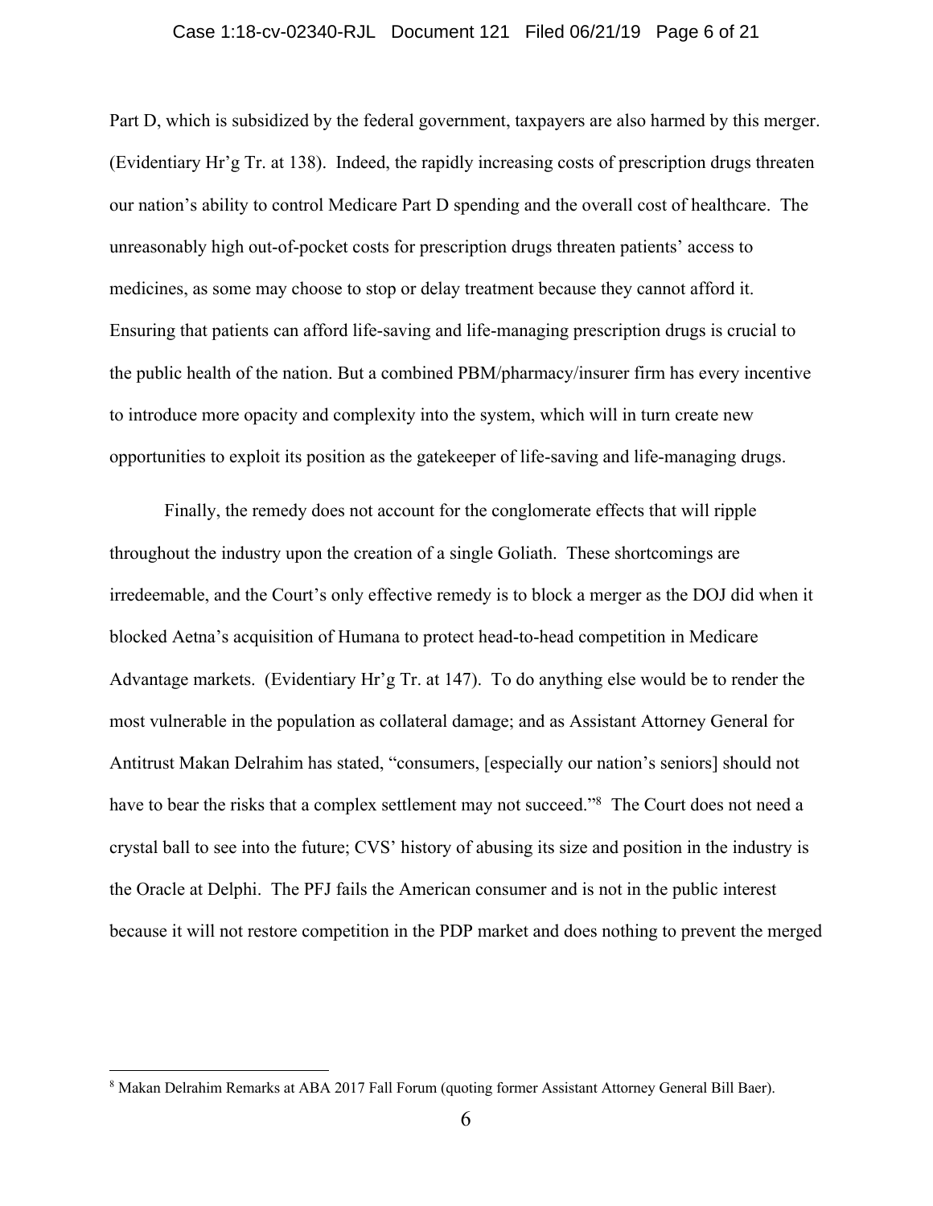Part D, which is subsidized by the federal government, taxpayers are also harmed by this merger. (Evidentiary Hr'g Tr. at 138). Indeed, the rapidly increasing costs of prescription drugs threaten our nation's ability to control Medicare Part D spending and the overall cost of healthcare. The unreasonably high out-of-pocket costs for prescription drugs threaten patients' access to medicines, as some may choose to stop or delay treatment because they cannot afford it. Ensuring that patients can afford life-saving and life-managing prescription drugs is crucial to the public health of the nation. But a combined PBM/pharmacy/insurer firm has every incentive to introduce more opacity and complexity into the system, which will in turn create new opportunities to exploit its position as the gatekeeper of life-saving and life-managing drugs.

Finally, the remedy does not account for the conglomerate effects that will ripple throughout the industry upon the creation of a single Goliath. These shortcomings are irredeemable, and the Court's only effective remedy is to block a merger as the DOJ did when it blocked Aetna's acquisition of Humana to protect head-to-head competition in Medicare Advantage markets. (Evidentiary Hr'g Tr. at 147). To do anything else would be to render the most vulnerable in the population as collateral damage; and as Assistant Attorney General for Antitrust Makan Delrahim has stated, "consumers, [especially our nation's seniors] should not have to bear the risks that a complex settlement may not succeed."[8] The Court does not need a crystal ball to see into the future; CVS' history of abusing its size and position in the industry is the Oracle at Delphi. The PFJ fails the American consumer and is not in the public interest because it will not restore competition in the PDP market and does nothing to prevent the merged

---

[8] Makan Delrahim Remarks at ABA 2017 Fall Forum (quoting former Assistant Attorney General Bill Baer).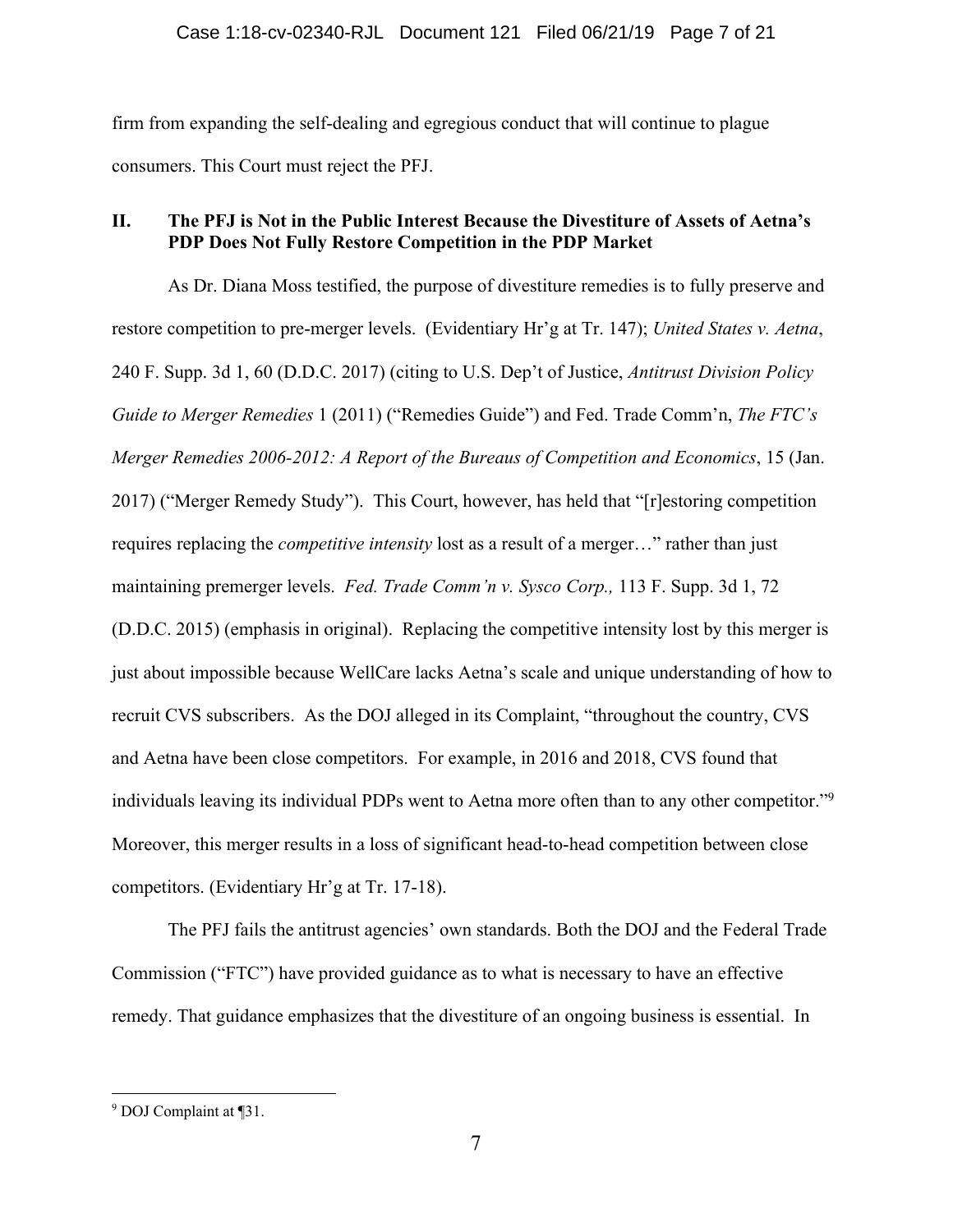firm from expanding the self-dealing and egregious conduct that will continue to plague consumers. This Court must reject the PFJ.

## II. The PFJ is Not in the Public Interest Because the Divestiture of Assets of Aetna's PDP Does Not Fully Restore Competition in the PDP Market

As Dr. Diana Moss testified, the purpose of divestiture remedies is to fully preserve and restore competition to pre-merger levels. (Evidentiary Hr'g at Tr. 147); *United States v. Aetna*, 240 F. Supp. 3d 1, 60 (D.D.C. 2017) (citing to U.S. Dep't of Justice, *Antitrust Division Policy Guide to Merger Remedies* 1 (2011) ("Remedies Guide") and Fed. Trade Comm'n, *The FTC's Merger Remedies 2006-2012: A Report of the Bureaus of Competition and Economics*, 15 (Jan. 2017) ("Merger Remedy Study"). This Court, however, has held that "[r]estoring competition requires replacing the *competitive intensity* lost as a result of a merger…" rather than just maintaining premerger levels. *Fed. Trade Comm'n v. Sysco Corp.,* 113 F. Supp. 3d 1, 72 (D.D.C. 2015) (emphasis in original). Replacing the competitive intensity lost by this merger is just about impossible because WellCare lacks Aetna's scale and unique understanding of how to recruit CVS subscribers. As the DOJ alleged in its Complaint, "throughout the country, CVS and Aetna have been close competitors. For example, in 2016 and 2018, CVS found that individuals leaving its individual PDPs went to Aetna more often than to any other competitor."[9] Moreover, this merger results in a loss of significant head-to-head competition between close competitors. (Evidentiary Hr'g at Tr. 17-18).

The PFJ fails the antitrust agencies' own standards. Both the DOJ and the Federal Trade Commission ("FTC") have provided guidance as to what is necessary to have an effective remedy. That guidance emphasizes that the divestiture of an ongoing business is essential. In

[9] DOJ Complaint at ¶31.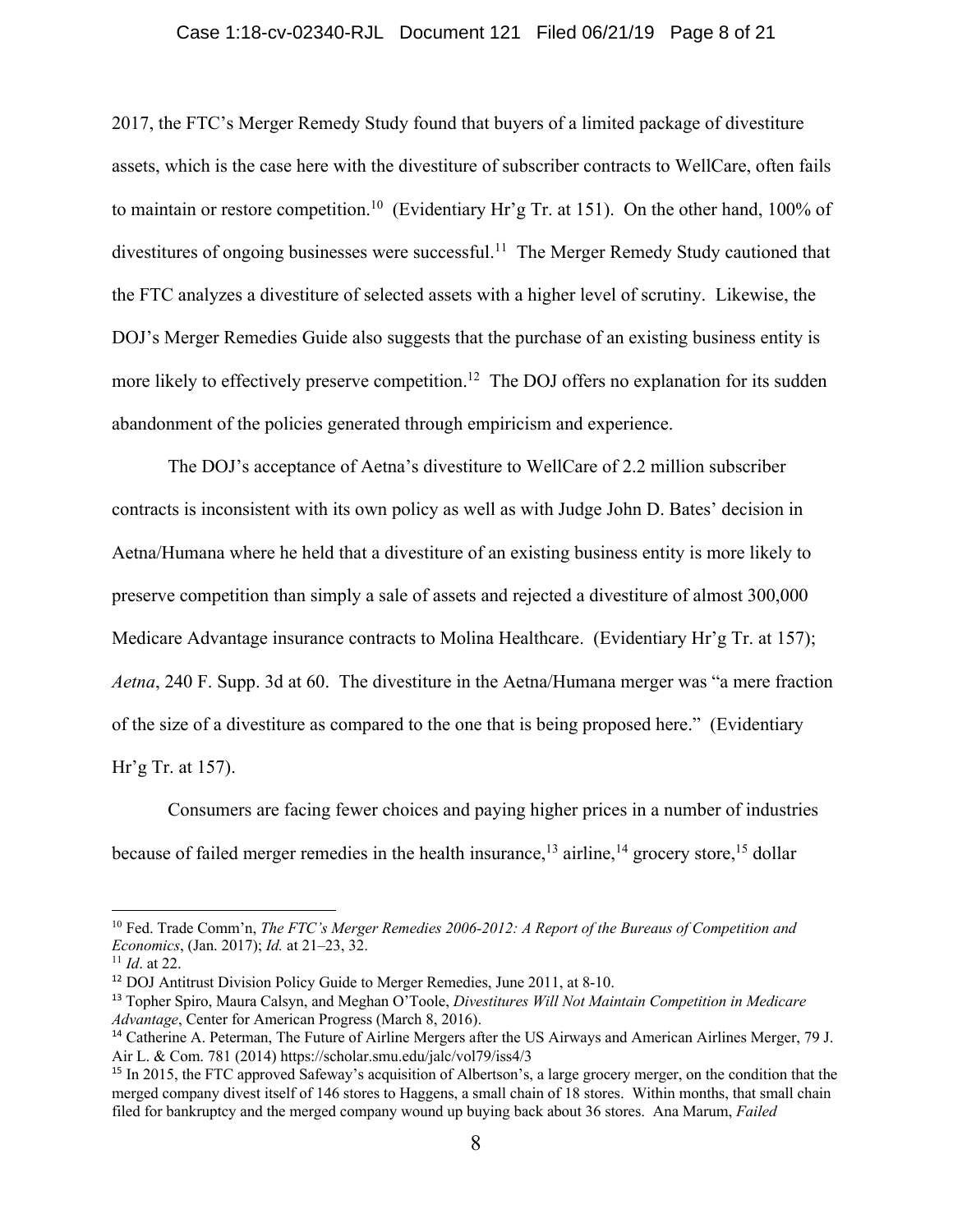2017, the FTC's Merger Remedy Study found that buyers of a limited package of divestiture assets, which is the case here with the divestiture of subscriber contracts to WellCare, often fails to maintain or restore competition.[10] (Evidentiary Hr'g Tr. at 151). On the other hand, 100% of divestitures of ongoing businesses were successful.[11] The Merger Remedy Study cautioned that the FTC analyzes a divestiture of selected assets with a higher level of scrutiny. Likewise, the DOJ's Merger Remedies Guide also suggests that the purchase of an existing business entity is more likely to effectively preserve competition.[12] The DOJ offers no explanation for its sudden abandonment of the policies generated through empiricism and experience.

The DOJ's acceptance of Aetna's divestiture to WellCare of 2.2 million subscriber contracts is inconsistent with its own policy as well as with Judge John D. Bates' decision in Aetna/Humana where he held that a divestiture of an existing business entity is more likely to preserve competition than simply a sale of assets and rejected a divestiture of almost 300,000 Medicare Advantage insurance contracts to Molina Healthcare. (Evidentiary Hr'g Tr. at 157); *Aetna*, 240 F. Supp. 3d at 60. The divestiture in the Aetna/Humana merger was "a mere fraction of the size of a divestiture as compared to the one that is being proposed here." (Evidentiary Hr'g Tr. at 157).

Consumers are facing fewer choices and paying higher prices in a number of industries because of failed merger remedies in the health insurance,[13] airline,[14] grocery store,[15] dollar

---

[10] Fed. Trade Comm'n, *The FTC's Merger Remedies 2006-2012: A Report of the Bureaus of Competition and Economics*, (Jan. 2017); *Id.* at 21–23, 32.

[11] *Id*. at 22.

[12] DOJ Antitrust Division Policy Guide to Merger Remedies, June 2011, at 8-10.

[13] Topher Spiro, Maura Calsyn, and Meghan O'Toole, *Divestitures Will Not Maintain Competition in Medicare Advantage*, Center for American Progress (March 8, 2016).

[14] Catherine A. Peterman, The Future of Airline Mergers after the US Airways and American Airlines Merger, 79 J. Air L. & Com. 781 (2014) https://scholar.smu.edu/jalc/vol79/iss4/3

[15] In 2015, the FTC approved Safeway's acquisition of Albertson's, a large grocery merger, on the condition that the merged company divest itself of 146 stores to Haggens, a small chain of 18 stores. Within months, that small chain filed for bankruptcy and the merged company wound up buying back about 36 stores. Ana Marum, *Failed*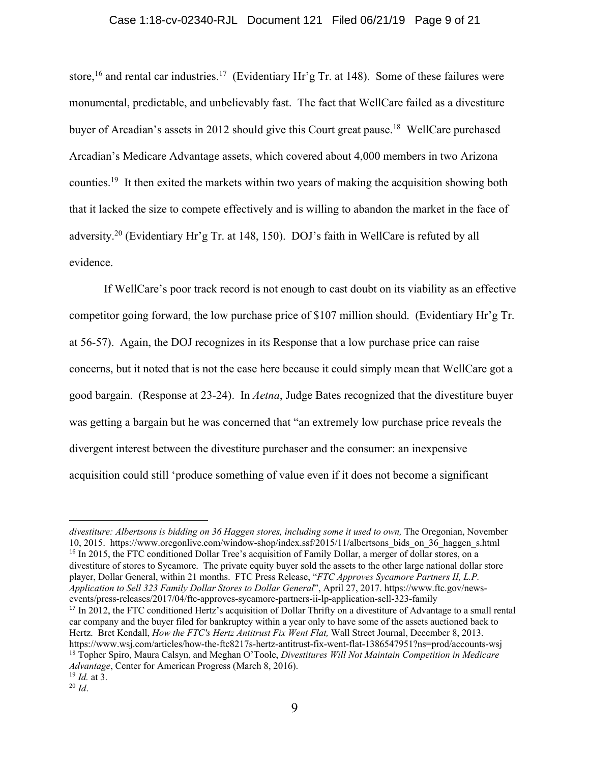store,[16] and rental car industries.[17] (Evidentiary Hr'g Tr. at 148). Some of these failures were monumental, predictable, and unbelievably fast. The fact that WellCare failed as a divestiture buyer of Arcadian's assets in 2012 should give this Court great pause.[18] WellCare purchased Arcadian's Medicare Advantage assets, which covered about 4,000 members in two Arizona counties.[19] It then exited the markets within two years of making the acquisition showing both that it lacked the size to compete effectively and is willing to abandon the market in the face of adversity.[20] (Evidentiary Hr'g Tr. at 148, 150). DOJ's faith in WellCare is refuted by all evidence.

If WellCare's poor track record is not enough to cast doubt on its viability as an effective competitor going forward, the low purchase price of $107 million should. (Evidentiary Hr'g Tr. at 56-57). Again, the DOJ recognizes in its Response that a low purchase price can raise concerns, but it noted that is not the case here because it could simply mean that WellCare got a good bargain. (Response at 23-24). In *Aetna*, Judge Bates recognized that the divestiture buyer was getting a bargain but he was concerned that "an extremely low purchase price reveals the divergent interest between the divestiture purchaser and the consumer: an inexpensive acquisition could still 'produce something of value even if it does not become a significant

---

*divestiture: Albertsons is bidding on 36 Haggen stores, including some it used to own,* The Oregonian, November 10, 2015. https://www.oregonlive.com/window-shop/index.ssf/2015/11/albertsons_bids_on_36_haggen_s.html

[16] In 2015, the FTC conditioned Dollar Tree's acquisition of Family Dollar, a merger of dollar stores, on a divestiture of stores to Sycamore. The private equity buyer sold the assets to the other large national dollar store player, Dollar General, within 21 months. FTC Press Release, "*FTC Approves Sycamore Partners II, L.P. Application to Sell 323 Family Dollar Stores to Dollar General*", April 27, 2017. https://www.ftc.gov/news-events/press-releases/2017/04/ftc-approves-sycamore-partners-ii-lp-application-sell-323-family

[17] In 2012, the FTC conditioned Hertz's acquisition of Dollar Thrifty on a divestiture of Advantage to a small rental car company and the buyer filed for bankruptcy within a year only to have some of the assets auctioned back to Hertz. Bret Kendall, *How the FTC's Hertz Antitrust Fix Went Flat,* Wall Street Journal, December 8, 2013. https://www.wsj.com/articles/how-the-ftc8217s-hertz-antitrust-fix-went-flat-1386547951?ns=prod/accounts-wsj

[18] Topher Spiro, Maura Calsyn, and Meghan O'Toole, *Divestitures Will Not Maintain Competition in Medicare Advantage*, Center for American Progress (March 8, 2016).

[19] *Id.* at 3.

[20] *Id*.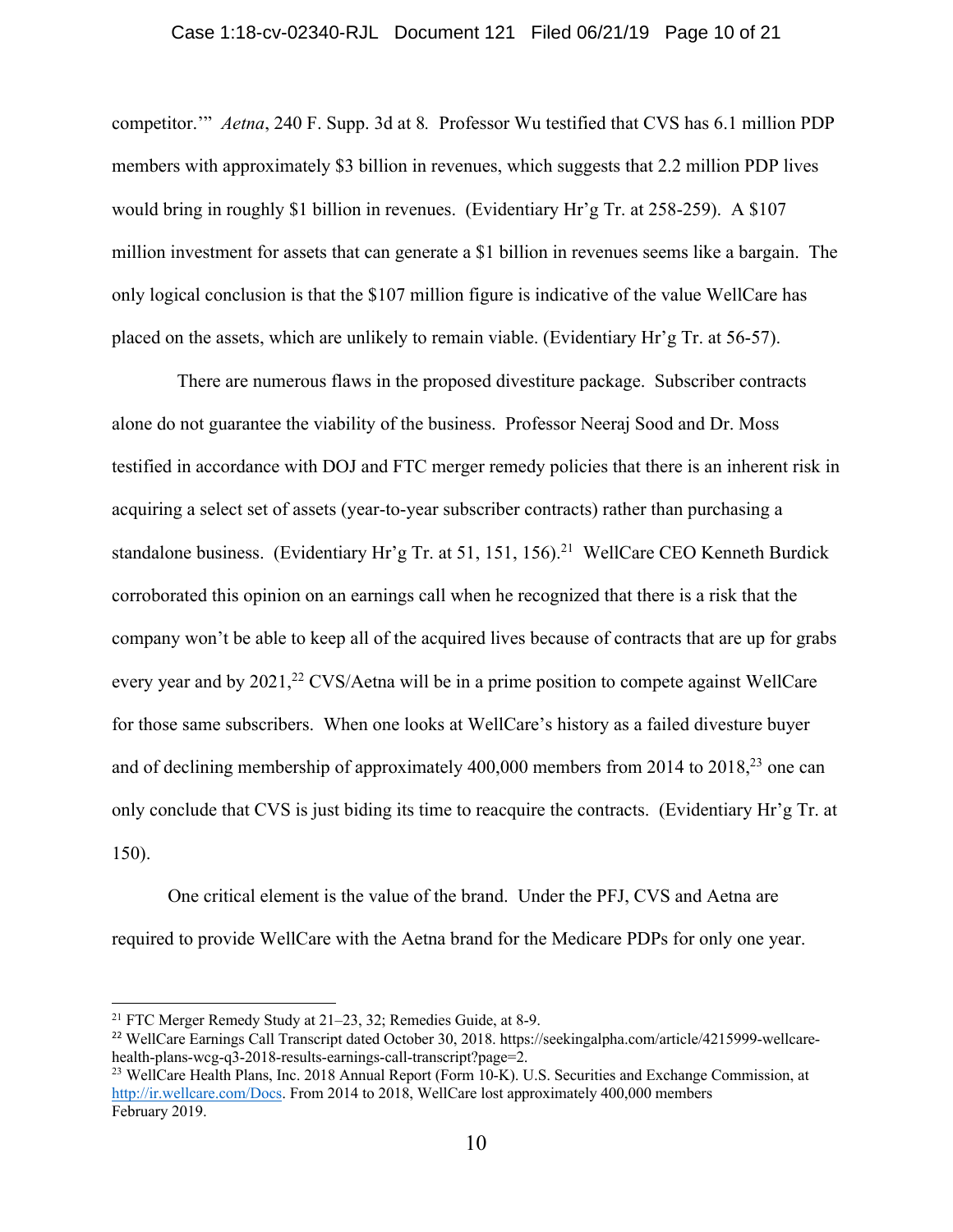competitor.'" *Aetna*, 240 F. Supp. 3d at 8. Professor Wu testified that CVS has 6.1 million PDP members with approximately $3 billion in revenues, which suggests that 2.2 million PDP lives would bring in roughly $1 billion in revenues. (Evidentiary Hr'g Tr. at 258-259). A $107 million investment for assets that can generate a $1 billion in revenues seems like a bargain. The only logical conclusion is that the $107 million figure is indicative of the value WellCare has placed on the assets, which are unlikely to remain viable. (Evidentiary Hr'g Tr. at 56-57).

There are numerous flaws in the proposed divestiture package. Subscriber contracts alone do not guarantee the viability of the business. Professor Neeraj Sood and Dr. Moss testified in accordance with DOJ and FTC merger remedy policies that there is an inherent risk in acquiring a select set of assets (year-to-year subscriber contracts) rather than purchasing a standalone business. (Evidentiary Hr'g Tr. at 51, 151, 156).[21] WellCare CEO Kenneth Burdick corroborated this opinion on an earnings call when he recognized that there is a risk that the company won't be able to keep all of the acquired lives because of contracts that are up for grabs every year and by 2021,[22] CVS/Aetna will be in a prime position to compete against WellCare for those same subscribers. When one looks at WellCare's history as a failed divesture buyer and of declining membership of approximately 400,000 members from 2014 to 2018,[23] one can only conclude that CVS is just biding its time to reacquire the contracts. (Evidentiary Hr'g Tr. at 150).

One critical element is the value of the brand. Under the PFJ, CVS and Aetna are required to provide WellCare with the Aetna brand for the Medicare PDPs for only one year.

---

[21] FTC Merger Remedy Study at 21–23, 32; Remedies Guide, at 8-9.

[22] WellCare Earnings Call Transcript dated October 30, 2018. https://seekingalpha.com/article/4215999-wellcare-health-plans-wcg-q3-2018-results-earnings-call-transcript?page=2.

[23] WellCare Health Plans, Inc. 2018 Annual Report (Form 10-K). U.S. Securities and Exchange Commission, at http://ir.wellcare.com/Docs. From 2014 to 2018, WellCare lost approximately 400,000 members February 2019.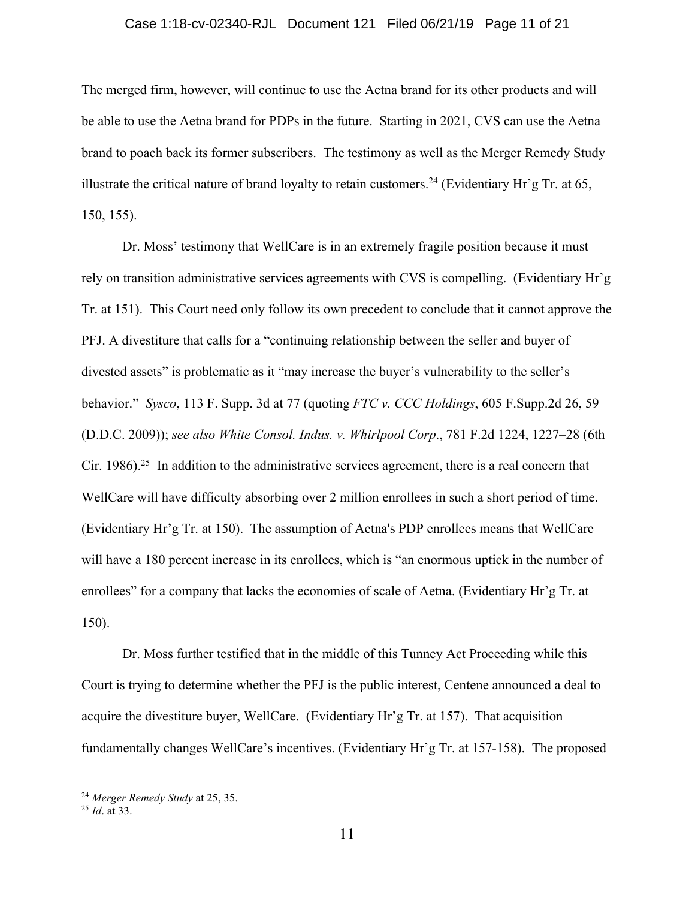The merged firm, however, will continue to use the Aetna brand for its other products and will be able to use the Aetna brand for PDPs in the future. Starting in 2021, CVS can use the Aetna brand to poach back its former subscribers. The testimony as well as the Merger Remedy Study illustrate the critical nature of brand loyalty to retain customers.[24] (Evidentiary Hr'g Tr. at 65, 150, 155).

Dr. Moss' testimony that WellCare is in an extremely fragile position because it must rely on transition administrative services agreements with CVS is compelling. (Evidentiary Hr'g Tr. at 151). This Court need only follow its own precedent to conclude that it cannot approve the PFJ. A divestiture that calls for a "continuing relationship between the seller and buyer of divested assets" is problematic as it "may increase the buyer's vulnerability to the seller's behavior." *Sysco*, 113 F. Supp. 3d at 77 (quoting *FTC v. CCC Holdings*, 605 F.Supp.2d 26, 59 (D.D.C. 2009)); *see also White Consol. Indus. v. Whirlpool Corp*., 781 F.2d 1224, 1227–28 (6th Cir. 1986).[25] In addition to the administrative services agreement, there is a real concern that WellCare will have difficulty absorbing over 2 million enrollees in such a short period of time. (Evidentiary Hr'g Tr. at 150). The assumption of Aetna's PDP enrollees means that WellCare will have a 180 percent increase in its enrollees, which is "an enormous uptick in the number of enrollees" for a company that lacks the economies of scale of Aetna. (Evidentiary Hr'g Tr. at 150).

Dr. Moss further testified that in the middle of this Tunney Act Proceeding while this Court is trying to determine whether the PFJ is the public interest, Centene announced a deal to acquire the divestiture buyer, WellCare. (Evidentiary Hr'g Tr. at 157). That acquisition fundamentally changes WellCare's incentives. (Evidentiary Hr'g Tr. at 157-158). The proposed

---

[24] *Merger Remedy Study* at 25, 35.

[25] *Id*. at 33.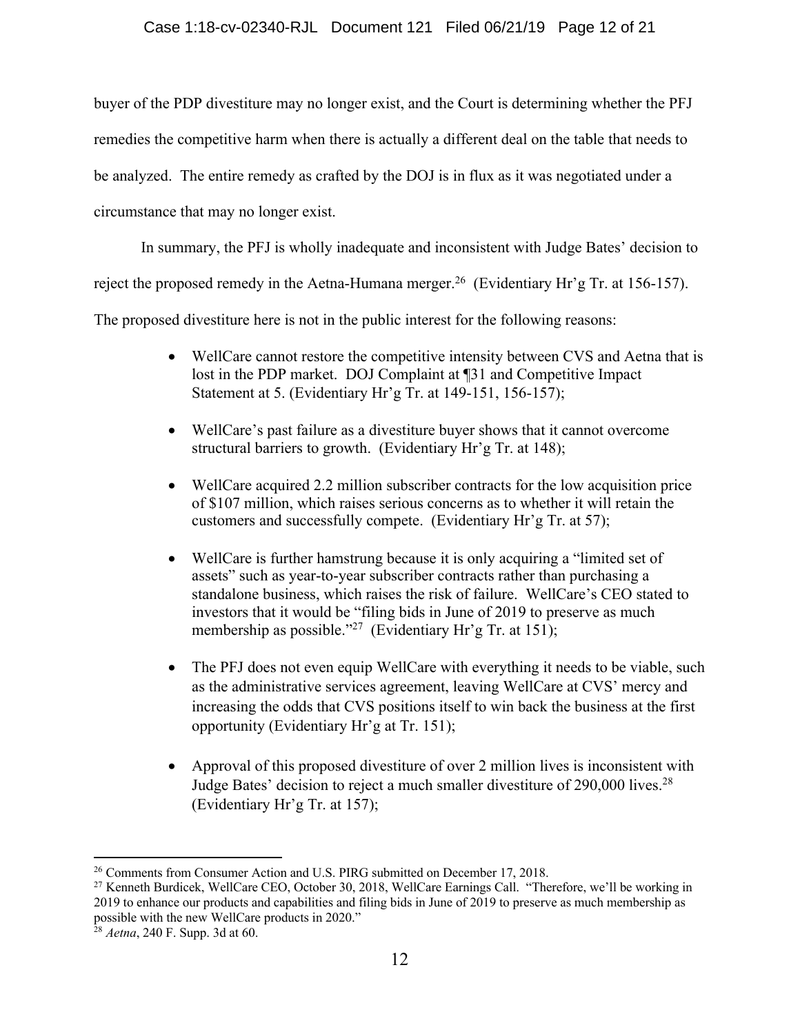buyer of the PDP divestiture may no longer exist, and the Court is determining whether the PFJ remedies the competitive harm when there is actually a different deal on the table that needs to be analyzed. The entire remedy as crafted by the DOJ is in flux as it was negotiated under a circumstance that may no longer exist.

In summary, the PFJ is wholly inadequate and inconsistent with Judge Bates' decision to reject the proposed remedy in the Aetna-Humana merger.[26] (Evidentiary Hr'g Tr. at 156-157). The proposed divestiture here is not in the public interest for the following reasons:

- WellCare cannot restore the competitive intensity between CVS and Aetna that is lost in the PDP market. DOJ Complaint at ¶31 and Competitive Impact Statement at 5. (Evidentiary Hr'g Tr. at 149-151, 156-157);
- WellCare's past failure as a divestiture buyer shows that it cannot overcome structural barriers to growth. (Evidentiary Hr'g Tr. at 148);
- WellCare acquired 2.2 million subscriber contracts for the low acquisition price of $107 million, which raises serious concerns as to whether it will retain the customers and successfully compete. (Evidentiary Hr'g Tr. at 57);
- WellCare is further hamstrung because it is only acquiring a "limited set of assets" such as year-to-year subscriber contracts rather than purchasing a standalone business, which raises the risk of failure. WellCare's CEO stated to investors that it would be "filing bids in June of 2019 to preserve as much membership as possible."[27] (Evidentiary Hr'g Tr. at 151);
- The PFJ does not even equip WellCare with everything it needs to be viable, such as the administrative services agreement, leaving WellCare at CVS' mercy and increasing the odds that CVS positions itself to win back the business at the first opportunity (Evidentiary Hr'g at Tr. 151);
- Approval of this proposed divestiture of over 2 million lives is inconsistent with Judge Bates' decision to reject a much smaller divestiture of 290,000 lives.[28] (Evidentiary Hr'g Tr. at 157);

[26] Comments from Consumer Action and U.S. PIRG submitted on December 17, 2018.

[27] Kenneth Burdicek, WellCare CEO, October 30, 2018, WellCare Earnings Call. "Therefore, we'll be working in 2019 to enhance our products and capabilities and filing bids in June of 2019 to preserve as much membership as possible with the new WellCare products in 2020."

[28] *Aetna*, 240 F. Supp. 3d at 60.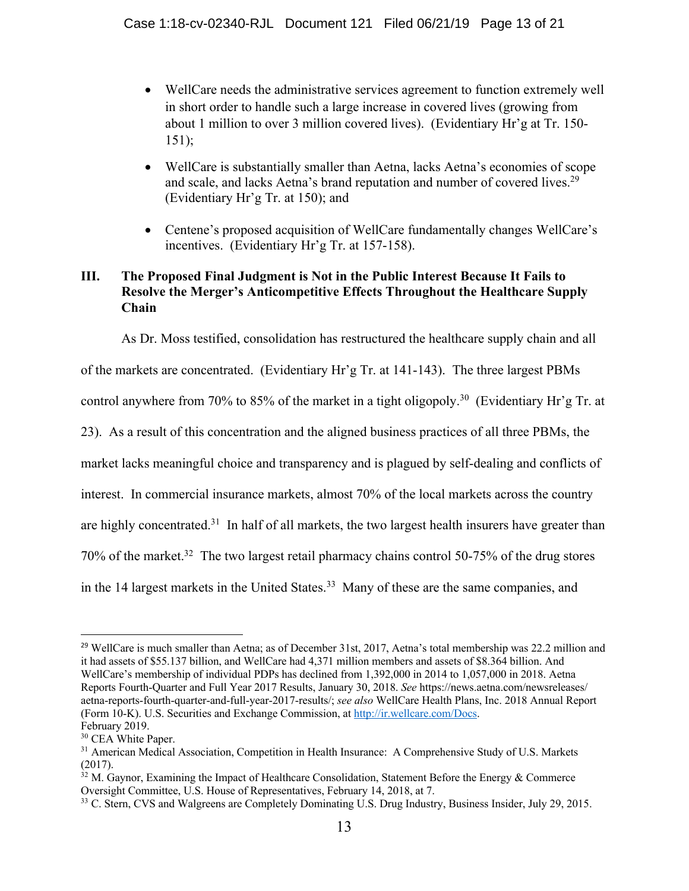- WellCare needs the administrative services agreement to function extremely well in short order to handle such a large increase in covered lives (growing from about 1 million to over 3 million covered lives). (Evidentiary Hr'g at Tr. 150-151);

- WellCare is substantially smaller than Aetna, lacks Aetna's economies of scope and scale, and lacks Aetna's brand reputation and number of covered lives.[29] (Evidentiary Hr'g Tr. at 150); and

- Centene's proposed acquisition of WellCare fundamentally changes WellCare's incentives. (Evidentiary Hr'g Tr. at 157-158).

## III. The Proposed Final Judgment is Not in the Public Interest Because It Fails to Resolve the Merger's Anticompetitive Effects Throughout the Healthcare Supply Chain

As Dr. Moss testified, consolidation has restructured the healthcare supply chain and all of the markets are concentrated. (Evidentiary Hr'g Tr. at 141-143). The three largest PBMs control anywhere from 70% to 85% of the market in a tight oligopoly.[30] (Evidentiary Hr'g Tr. at 23). As a result of this concentration and the aligned business practices of all three PBMs, the market lacks meaningful choice and transparency and is plagued by self-dealing and conflicts of interest. In commercial insurance markets, almost 70% of the local markets across the country are highly concentrated.[31] In half of all markets, the two largest health insurers have greater than 70% of the market.[32] The two largest retail pharmacy chains control 50-75% of the drug stores in the 14 largest markets in the United States.[33] Many of these are the same companies, and

---

[29] WellCare is much smaller than Aetna; as of December 31st, 2017, Aetna's total membership was 22.2 million and it had assets of $55.137 billion, and WellCare had 4,371 million members and assets of $8.364 billion. And WellCare's membership of individual PDPs has declined from 1,392,000 in 2014 to 1,057,000 in 2018. Aetna Reports Fourth-Quarter and Full Year 2017 Results, January 30, 2018. *See* https://news.aetna.com/newsreleases/aetna-reports-fourth-quarter-and-full-year-2017-results/; *see also* WellCare Health Plans, Inc. 2018 Annual Report (Form 10-K). U.S. Securities and Exchange Commission, at http://ir.wellcare.com/Docs. February 2019.

[30] CEA White Paper.

[31] American Medical Association, Competition in Health Insurance: A Comprehensive Study of U.S. Markets (2017).

[32] M. Gaynor, Examining the Impact of Healthcare Consolidation, Statement Before the Energy & Commerce Oversight Committee, U.S. House of Representatives, February 14, 2018, at 7.

[33] C. Stern, CVS and Walgreens are Completely Dominating U.S. Drug Industry, Business Insider, July 29, 2015.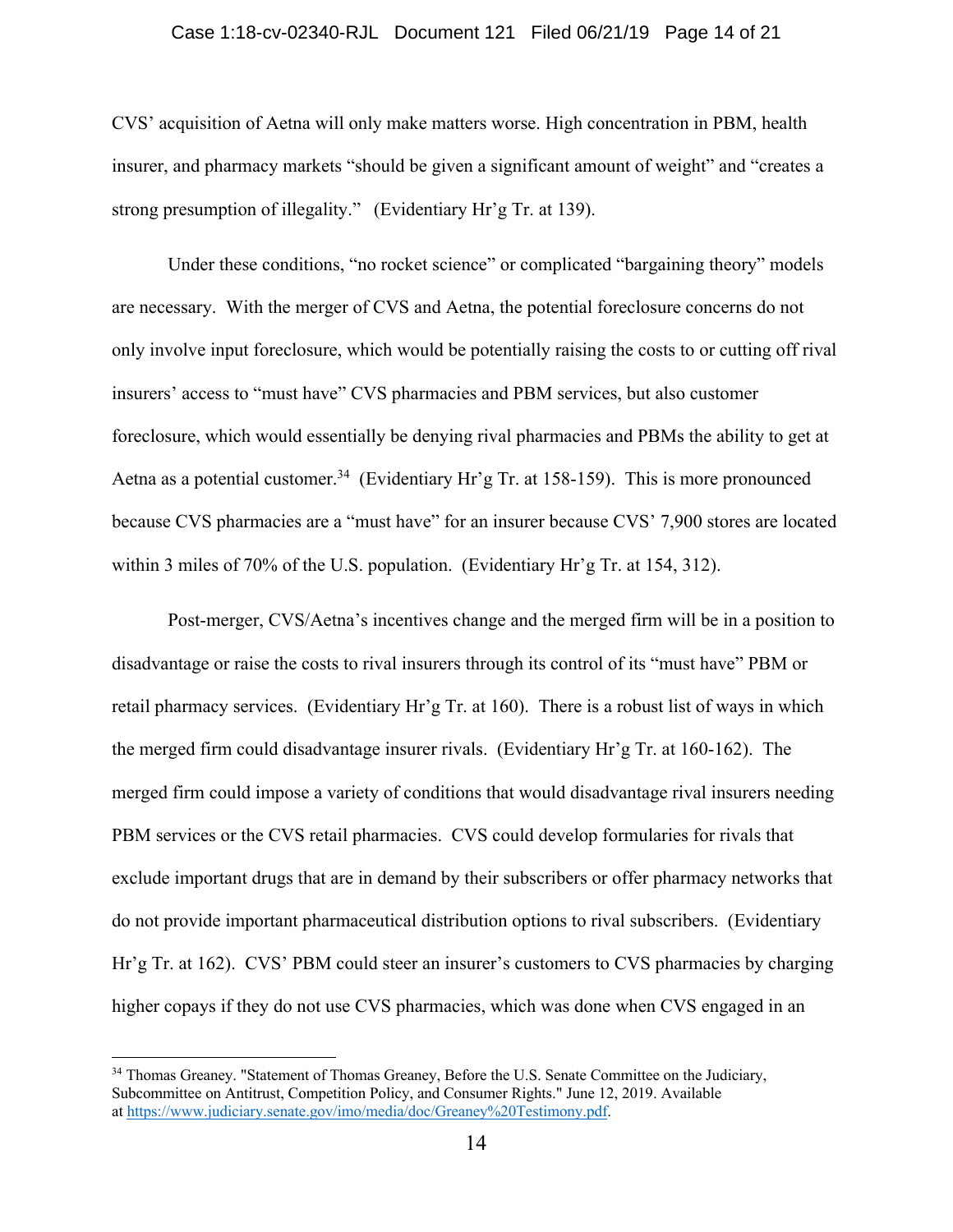CVS' acquisition of Aetna will only make matters worse. High concentration in PBM, health insurer, and pharmacy markets "should be given a significant amount of weight" and "creates a strong presumption of illegality." (Evidentiary Hr'g Tr. at 139).

Under these conditions, "no rocket science" or complicated "bargaining theory" models are necessary. With the merger of CVS and Aetna, the potential foreclosure concerns do not only involve input foreclosure, which would be potentially raising the costs to or cutting off rival insurers' access to "must have" CVS pharmacies and PBM services, but also customer foreclosure, which would essentially be denying rival pharmacies and PBMs the ability to get at Aetna as a potential customer.[34] (Evidentiary Hr'g Tr. at 158-159). This is more pronounced because CVS pharmacies are a "must have" for an insurer because CVS' 7,900 stores are located within 3 miles of 70% of the U.S. population. (Evidentiary Hr'g Tr. at 154, 312).

Post-merger, CVS/Aetna's incentives change and the merged firm will be in a position to disadvantage or raise the costs to rival insurers through its control of its "must have" PBM or retail pharmacy services. (Evidentiary Hr'g Tr. at 160). There is a robust list of ways in which the merged firm could disadvantage insurer rivals. (Evidentiary Hr'g Tr. at 160-162). The merged firm could impose a variety of conditions that would disadvantage rival insurers needing PBM services or the CVS retail pharmacies. CVS could develop formularies for rivals that exclude important drugs that are in demand by their subscribers or offer pharmacy networks that do not provide important pharmaceutical distribution options to rival subscribers. (Evidentiary Hr'g Tr. at 162). CVS' PBM could steer an insurer's customers to CVS pharmacies by charging higher copays if they do not use CVS pharmacies, which was done when CVS engaged in an

---

[34] Thomas Greaney. "Statement of Thomas Greaney, Before the U.S. Senate Committee on the Judiciary, Subcommittee on Antitrust, Competition Policy, and Consumer Rights." June 12, 2019. Available at https://www.judiciary.senate.gov/imo/media/doc/Greaney%20Testimony.pdf.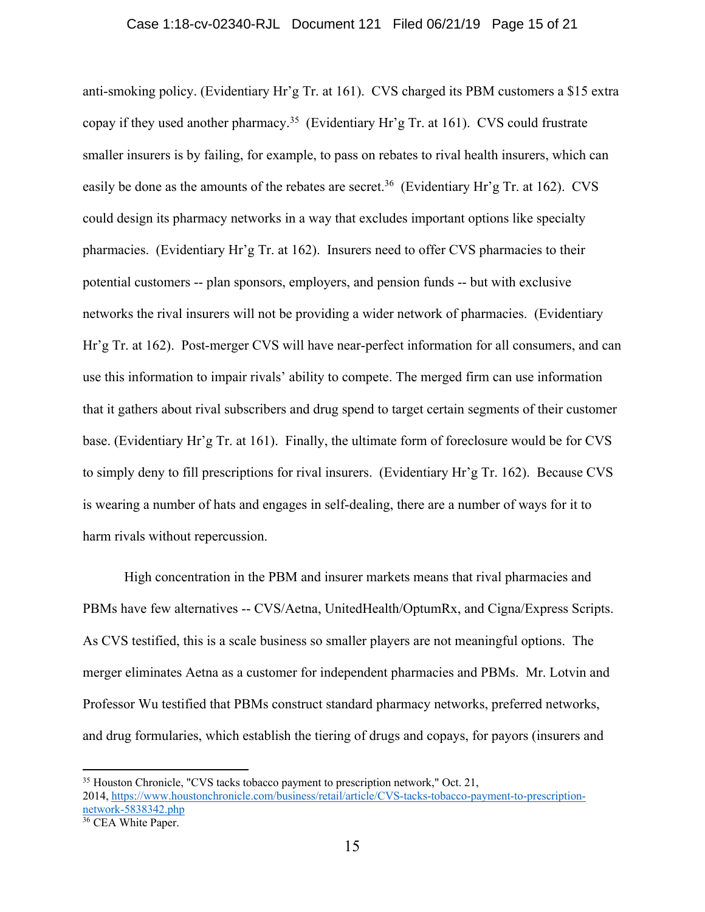anti-smoking policy. (Evidentiary Hr'g Tr. at 161). CVS charged its PBM customers a $15 extra copay if they used another pharmacy.[35] (Evidentiary Hr'g Tr. at 161). CVS could frustrate smaller insurers is by failing, for example, to pass on rebates to rival health insurers, which can easily be done as the amounts of the rebates are secret.[36] (Evidentiary Hr'g Tr. at 162). CVS could design its pharmacy networks in a way that excludes important options like specialty pharmacies. (Evidentiary Hr'g Tr. at 162). Insurers need to offer CVS pharmacies to their potential customers -- plan sponsors, employers, and pension funds -- but with exclusive networks the rival insurers will not be providing a wider network of pharmacies. (Evidentiary Hr'g Tr. at 162). Post-merger CVS will have near-perfect information for all consumers, and can use this information to impair rivals' ability to compete. The merged firm can use information that it gathers about rival subscribers and drug spend to target certain segments of their customer base. (Evidentiary Hr'g Tr. at 161). Finally, the ultimate form of foreclosure would be for CVS to simply deny to fill prescriptions for rival insurers. (Evidentiary Hr'g Tr. 162). Because CVS is wearing a number of hats and engages in self-dealing, there are a number of ways for it to harm rivals without repercussion.

High concentration in the PBM and insurer markets means that rival pharmacies and PBMs have few alternatives -- CVS/Aetna, UnitedHealth/OptumRx, and Cigna/Express Scripts. As CVS testified, this is a scale business so smaller players are not meaningful options. The merger eliminates Aetna as a customer for independent pharmacies and PBMs. Mr. Lotvin and Professor Wu testified that PBMs construct standard pharmacy networks, preferred networks, and drug formularies, which establish the tiering of drugs and copays, for payors (insurers and

---

[35] Houston Chronicle, "CVS tacks tobacco payment to prescription network," Oct. 21, 2014, [https://www.houstonchronicle.com/business/retail/article/CVS-tacks-tobacco-payment-to-prescription-network-5838342.php](https://www.houstonchronicle.com/business/retail/article/CVS-tacks-tobacco-payment-to-prescription-network-5838342.php)

[36] CEA White Paper.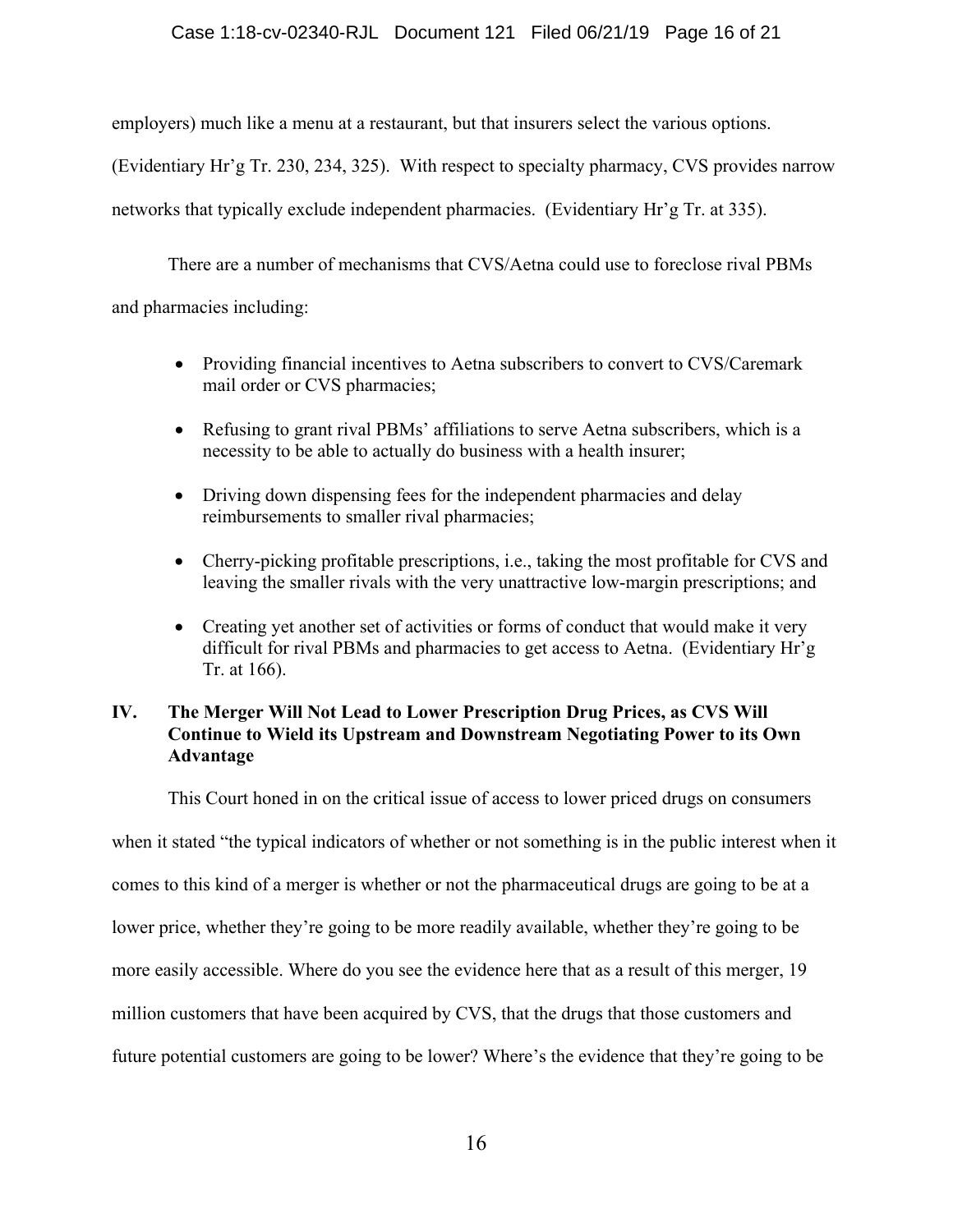employers) much like a menu at a restaurant, but that insurers select the various options. (Evidentiary Hr'g Tr. 230, 234, 325). With respect to specialty pharmacy, CVS provides narrow networks that typically exclude independent pharmacies. (Evidentiary Hr'g Tr. at 335).

There are a number of mechanisms that CVS/Aetna could use to foreclose rival PBMs and pharmacies including:

- Providing financial incentives to Aetna subscribers to convert to CVS/Caremark mail order or CVS pharmacies;
- Refusing to grant rival PBMs' affiliations to serve Aetna subscribers, which is a necessity to be able to actually do business with a health insurer;
- Driving down dispensing fees for the independent pharmacies and delay reimbursements to smaller rival pharmacies;
- Cherry-picking profitable prescriptions, i.e., taking the most profitable for CVS and leaving the smaller rivals with the very unattractive low-margin prescriptions; and
- Creating yet another set of activities or forms of conduct that would make it very difficult for rival PBMs and pharmacies to get access to Aetna. (Evidentiary Hr'g Tr. at 166).

## IV. The Merger Will Not Lead to Lower Prescription Drug Prices, as CVS Will Continue to Wield its Upstream and Downstream Negotiating Power to its Own Advantage

This Court honed in on the critical issue of access to lower priced drugs on consumers when it stated "the typical indicators of whether or not something is in the public interest when it comes to this kind of a merger is whether or not the pharmaceutical drugs are going to be at a lower price, whether they're going to be more readily available, whether they're going to be more easily accessible. Where do you see the evidence here that as a result of this merger, 19 million customers that have been acquired by CVS, that the drugs that those customers and future potential customers are going to be lower? Where's the evidence that they're going to be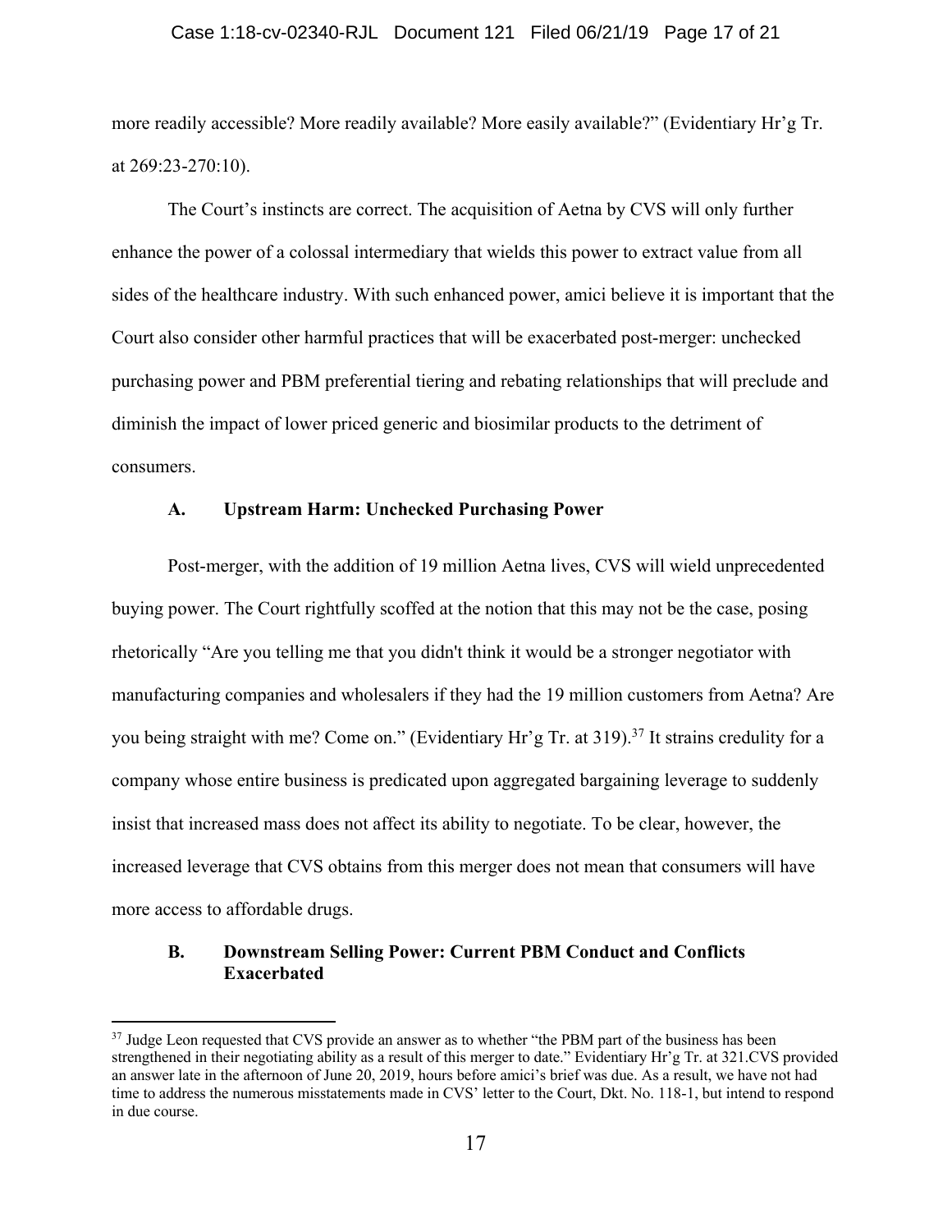more readily accessible? More readily available? More easily available?" (Evidentiary Hr'g Tr. at 269:23-270:10).

The Court's instincts are correct. The acquisition of Aetna by CVS will only further enhance the power of a colossal intermediary that wields this power to extract value from all sides of the healthcare industry. With such enhanced power, amici believe it is important that the Court also consider other harmful practices that will be exacerbated post-merger: unchecked purchasing power and PBM preferential tiering and rebating relationships that will preclude and diminish the impact of lower priced generic and biosimilar products to the detriment of consumers.

### A. Upstream Harm: Unchecked Purchasing Power

Post-merger, with the addition of 19 million Aetna lives, CVS will wield unprecedented buying power. The Court rightfully scoffed at the notion that this may not be the case, posing rhetorically "Are you telling me that you didn't think it would be a stronger negotiator with manufacturing companies and wholesalers if they had the 19 million customers from Aetna? Are you being straight with me? Come on." (Evidentiary Hr'g Tr. at 319).[37] It strains credulity for a company whose entire business is predicated upon aggregated bargaining leverage to suddenly insist that increased mass does not affect its ability to negotiate. To be clear, however, the increased leverage that CVS obtains from this merger does not mean that consumers will have more access to affordable drugs.

### B. Downstream Selling Power: Current PBM Conduct and Conflicts Exacerbated

---

[37] Judge Leon requested that CVS provide an answer as to whether "the PBM part of the business has been strengthened in their negotiating ability as a result of this merger to date." Evidentiary Hr'g Tr. at 321.CVS provided an answer late in the afternoon of June 20, 2019, hours before amici's brief was due. As a result, we have not had time to address the numerous misstatements made in CVS' letter to the Court, Dkt. No. 118-1, but intend to respond in due course.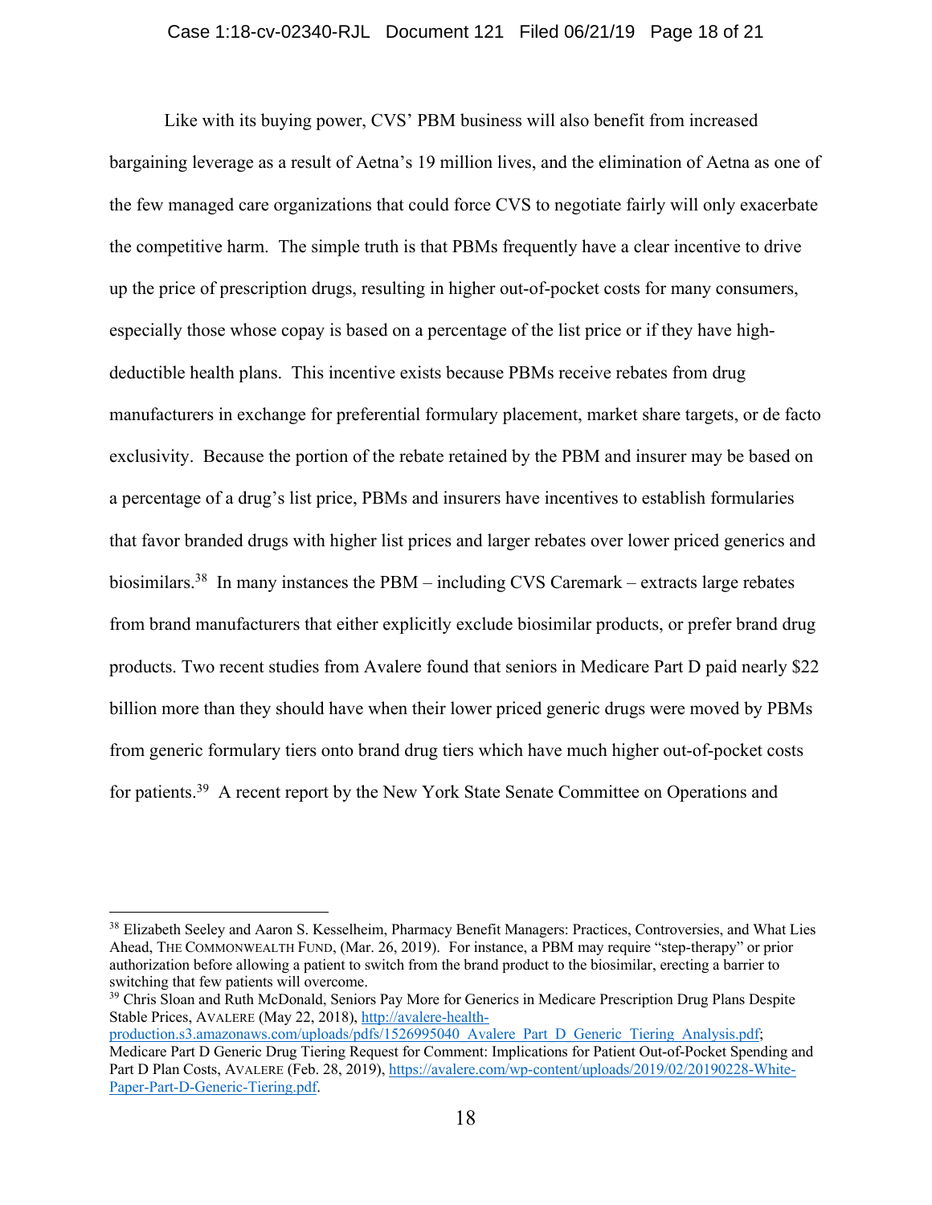Like with its buying power, CVS' PBM business will also benefit from increased bargaining leverage as a result of Aetna's 19 million lives, and the elimination of Aetna as one of the few managed care organizations that could force CVS to negotiate fairly will only exacerbate the competitive harm. The simple truth is that PBMs frequently have a clear incentive to drive up the price of prescription drugs, resulting in higher out-of-pocket costs for many consumers, especially those whose copay is based on a percentage of the list price or if they have high-deductible health plans. This incentive exists because PBMs receive rebates from drug manufacturers in exchange for preferential formulary placement, market share targets, or de facto exclusivity. Because the portion of the rebate retained by the PBM and insurer may be based on a percentage of a drug's list price, PBMs and insurers have incentives to establish formularies that favor branded drugs with higher list prices and larger rebates over lower priced generics and biosimilars.[38] In many instances the PBM – including CVS Caremark – extracts large rebates from brand manufacturers that either explicitly exclude biosimilar products, or prefer brand drug products. Two recent studies from Avalere found that seniors in Medicare Part D paid nearly $22 billion more than they should have when their lower priced generic drugs were moved by PBMs from generic formulary tiers onto brand drug tiers which have much higher out-of-pocket costs for patients.[39] A recent report by the New York State Senate Committee on Operations and

---

[38] Elizabeth Seeley and Aaron S. Kesselheim, Pharmacy Benefit Managers: Practices, Controversies, and What Lies Ahead, THE COMMONWEALTH FUND, (Mar. 26, 2019). For instance, a PBM may require "step-therapy" or prior authorization before allowing a patient to switch from the brand product to the biosimilar, erecting a barrier to switching that few patients will overcome.

[39] Chris Sloan and Ruth McDonald, Seniors Pay More for Generics in Medicare Prescription Drug Plans Despite Stable Prices, AVALERE (May 22, 2018), http://avalere-health-production.s3.amazonaws.com/uploads/pdfs/1526995040_Avalere_Part_D_Generic_Tiering_Analysis.pdf; Medicare Part D Generic Drug Tiering Request for Comment: Implications for Patient Out-of-Pocket Spending and Part D Plan Costs, AVALERE (Feb. 28, 2019), https://avalere.com/wp-content/uploads/2019/02/20190228-White-Paper-Part-D-Generic-Tiering.pdf.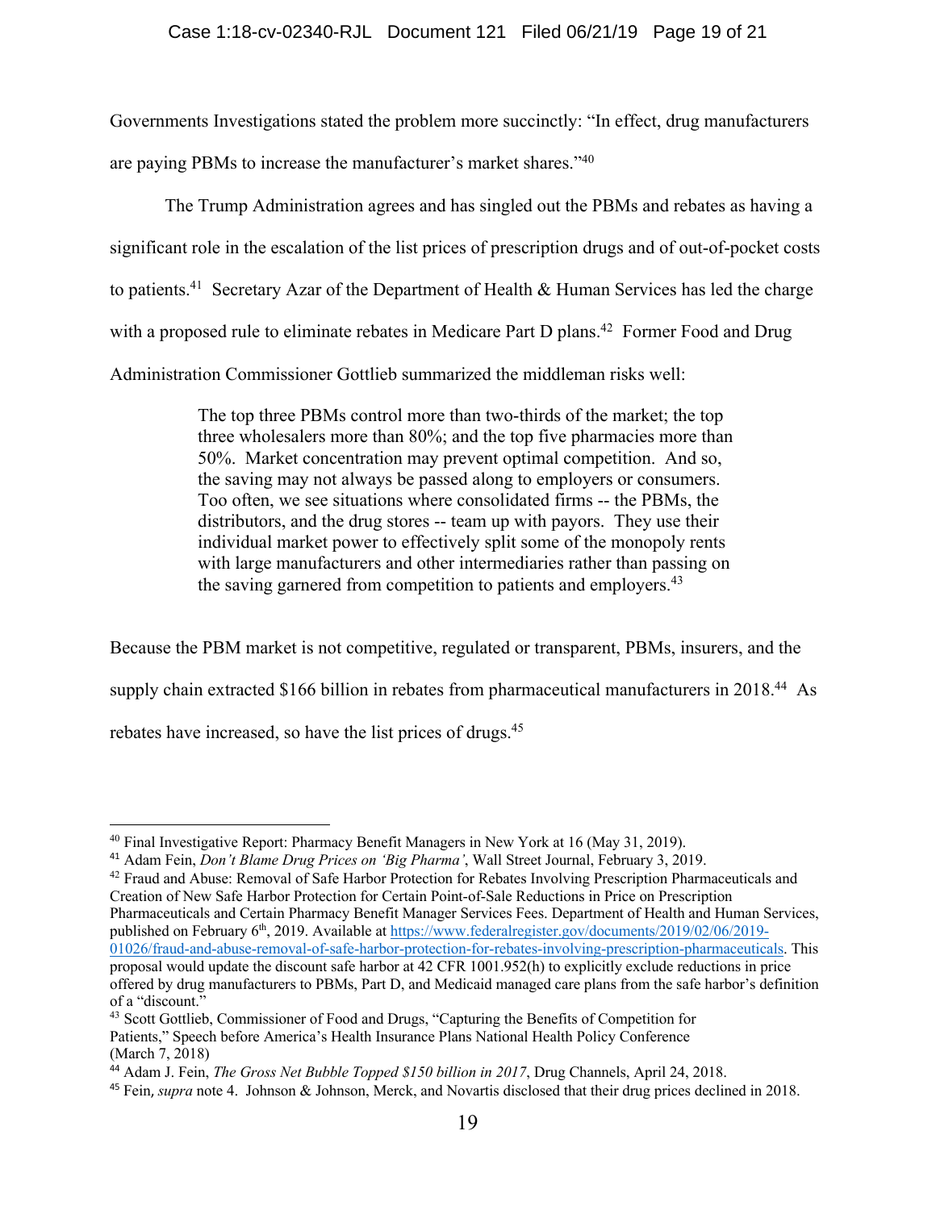Governments Investigations stated the problem more succinctly: "In effect, drug manufacturers are paying PBMs to increase the manufacturer's market shares."[40]

The Trump Administration agrees and has singled out the PBMs and rebates as having a significant role in the escalation of the list prices of prescription drugs and of out-of-pocket costs to patients.[41] Secretary Azar of the Department of Health & Human Services has led the charge with a proposed rule to eliminate rebates in Medicare Part D plans.[42] Former Food and Drug Administration Commissioner Gottlieb summarized the middleman risks well:

> The top three PBMs control more than two-thirds of the market; the top three wholesalers more than 80%; and the top five pharmacies more than 50%. Market concentration may prevent optimal competition. And so, the saving may not always be passed along to employers or consumers. Too often, we see situations where consolidated firms -- the PBMs, the distributors, and the drug stores -- team up with payors. They use their individual market power to effectively split some of the monopoly rents with large manufacturers and other intermediaries rather than passing on the saving garnered from competition to patients and employers.[43]

Because the PBM market is not competitive, regulated or transparent, PBMs, insurers, and the supply chain extracted $166 billion in rebates from pharmaceutical manufacturers in 2018.[44] As rebates have increased, so have the list prices of drugs.[45]

---

[40] Final Investigative Report: Pharmacy Benefit Managers in New York at 16 (May 31, 2019).

[41] Adam Fein, *Don't Blame Drug Prices on 'Big Pharma'*, Wall Street Journal, February 3, 2019.

[42] Fraud and Abuse: Removal of Safe Harbor Protection for Rebates Involving Prescription Pharmaceuticals and Creation of New Safe Harbor Protection for Certain Point-of-Sale Reductions in Price on Prescription Pharmaceuticals and Certain Pharmacy Benefit Manager Services Fees. Department of Health and Human Services, published on February 6th, 2019. Available at https://www.federalregister.gov/documents/2019/02/06/2019-01026/fraud-and-abuse-removal-of-safe-harbor-protection-for-rebates-involving-prescription-pharmaceuticals. This proposal would update the discount safe harbor at 42 CFR 1001.952(h) to explicitly exclude reductions in price offered by drug manufacturers to PBMs, Part D, and Medicaid managed care plans from the safe harbor's definition of a "discount."

[43] Scott Gottlieb, Commissioner of Food and Drugs, "Capturing the Benefits of Competition for Patients," Speech before America's Health Insurance Plans National Health Policy Conference (March 7, 2018)

[44] Adam J. Fein, *The Gross Net Bubble Topped $150 billion in 2017*, Drug Channels, April 24, 2018.

[45] Fein, *supra* note 4. Johnson & Johnson, Merck, and Novartis disclosed that their drug prices declined in 2018.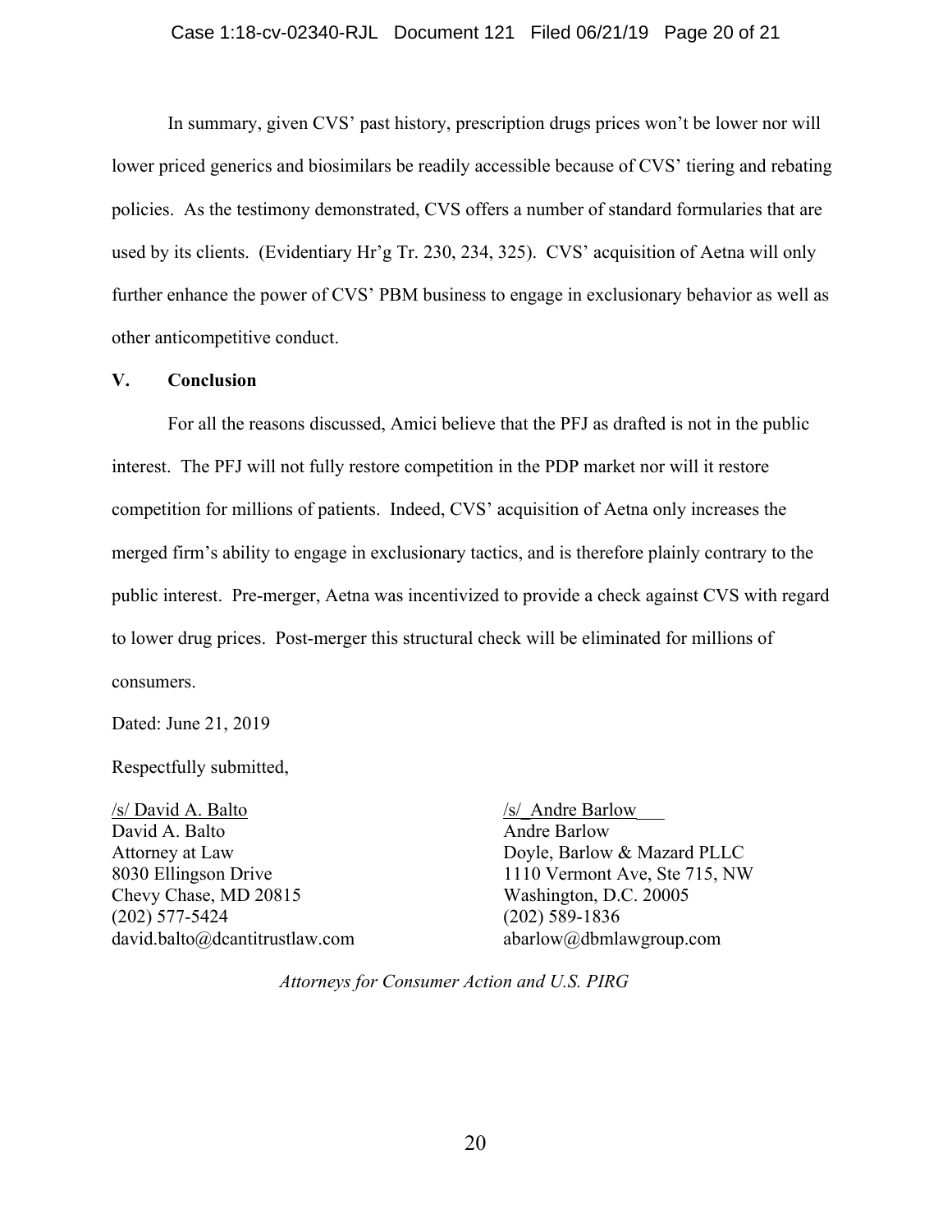In summary, given CVS' past history, prescription drugs prices won't be lower nor will lower priced generics and biosimilars be readily accessible because of CVS' tiering and rebating policies. As the testimony demonstrated, CVS offers a number of standard formularies that are used by its clients. (Evidentiary Hr'g Tr. 230, 234, 325). CVS' acquisition of Aetna will only further enhance the power of CVS' PBM business to engage in exclusionary behavior as well as other anticompetitive conduct.

## V. Conclusion

For all the reasons discussed, Amici believe that the PFJ as drafted is not in the public interest. The PFJ will not fully restore competition in the PDP market nor will it restore competition for millions of patients. Indeed, CVS' acquisition of Aetna only increases the merged firm's ability to engage in exclusionary tactics, and is therefore plainly contrary to the public interest. Pre-merger, Aetna was incentivized to provide a check against CVS with regard to lower drug prices. Post-merger this structural check will be eliminated for millions of consumers.

Dated: June 21, 2019

Respectfully submitted,

/s/ David A. Balto
David A. Balto
Attorney at Law
8030 Ellingson Drive
Chevy Chase, MD 20815
(202) 577-5424
david.balto@dcantitrustlaw.com

/s/_Andre Barlow___
Andre Barlow
Doyle, Barlow & Mazard PLLC
1110 Vermont Ave, Ste 715, NW
Washington, D.C. 20005
(202) 589-1836
abarlow@dbmlawgroup.com

*Attorneys for Consumer Action and U.S. PIRG*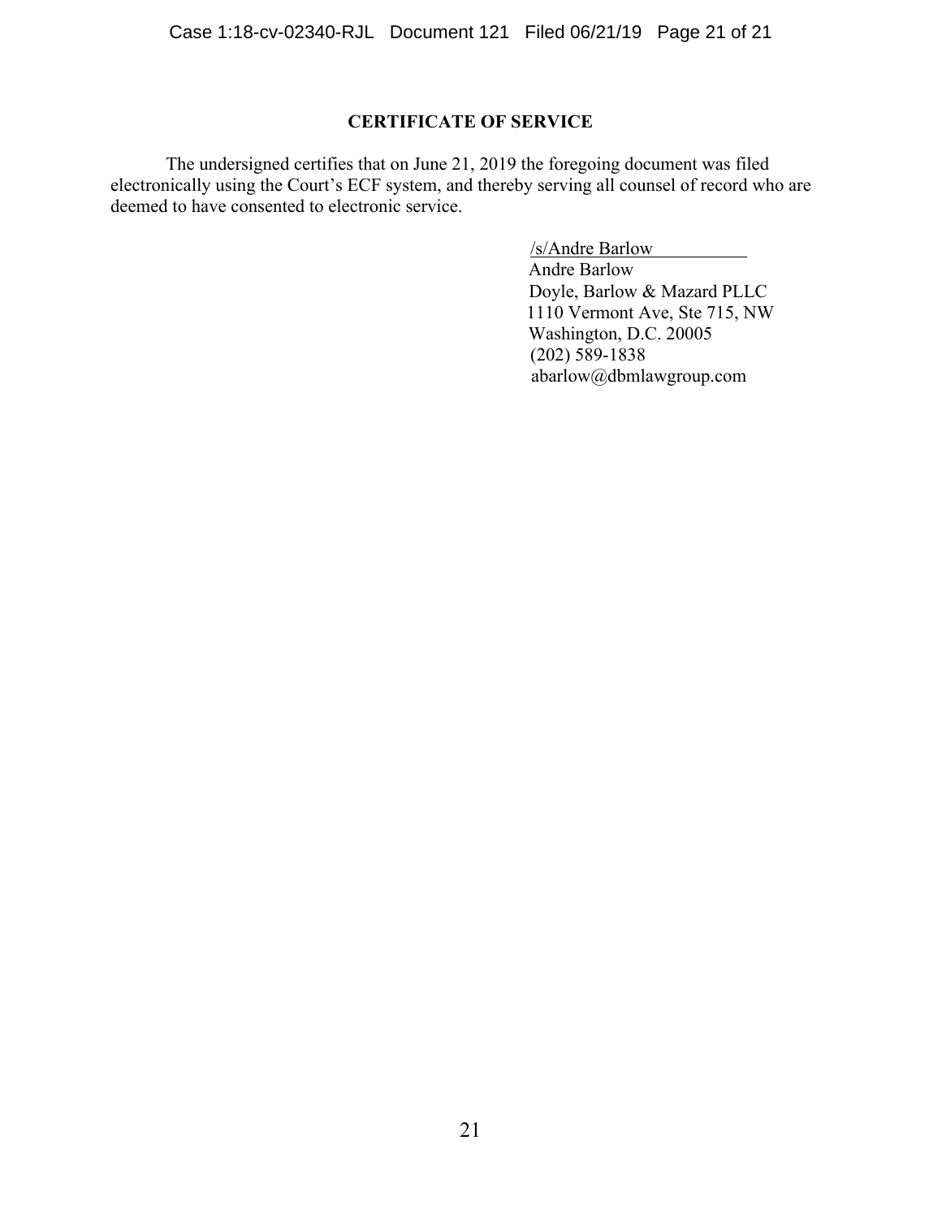## CERTIFICATE OF SERVICE

The undersigned certifies that on June 21, 2019 the foregoing document was filed electronically using the Court's ECF system, and thereby serving all counsel of record who are deemed to have consented to electronic service.

/s/Andre Barlow
Andre Barlow
Doyle, Barlow & Mazard PLLC
1110 Vermont Ave, Ste 715, NW
Washington, D.C. 20005
(202) 589-1838
abarlow@dbmlawgroup.com